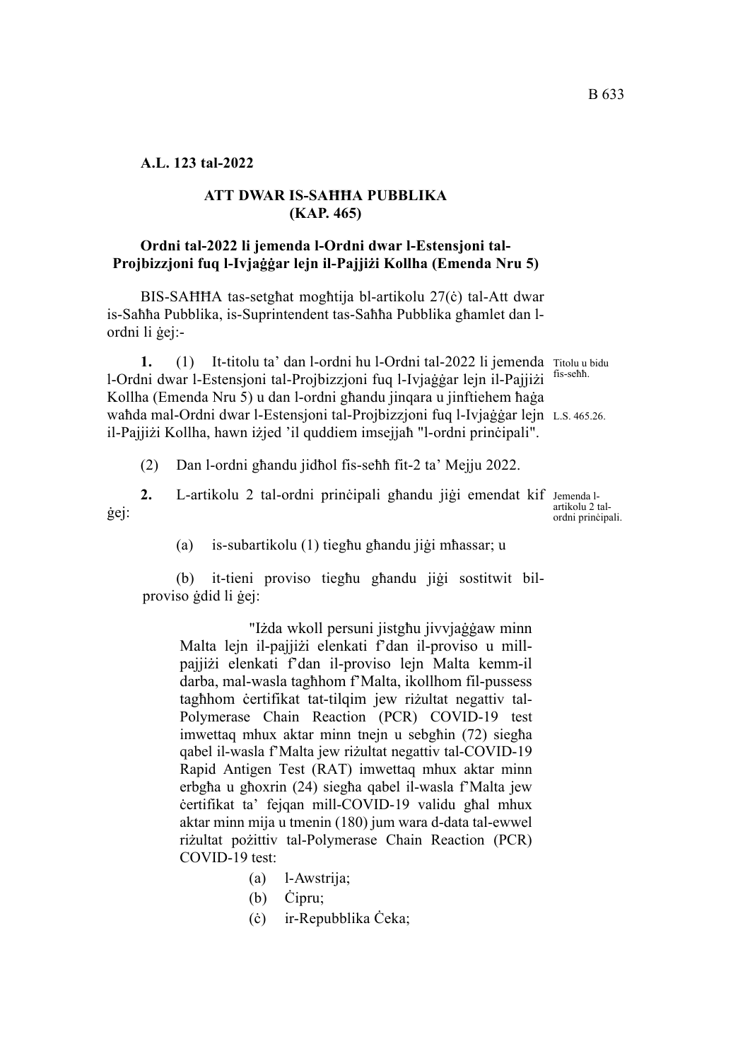**A.L. 123 tal-2022**

**ATT DWAR IS-SAĦĦA PUBBLIKA**
**(KAP. 465)**

**Ordni tal-2022 li jemenda l-Ordni dwar l-Estensjoni tal-Projbizzjoni fuq l-Ivjaġġar lejn il-Pajjiżi Kollha (Emenda Nru 5)**

BIS-SAĦĦA tas-setgħat mogħtija bl-artikolu 27(ċ) tal-Att dwar is-Saħħa Pubblika, is-Suprintendent tas-Saħħa Pubblika għamlet dan l-ordni li ġej:-

Titolu u bidu fis-seħħ.

**1.** (1) It-titolu ta' dan l-ordni hu l-Ordni tal-2022 li jemenda l-Ordni dwar l-Estensjoni tal-Projbizzjoni fuq l-Ivjaġġar lejn il-Pajjiżi Kollha (Emenda Nru 5) u dan l-ordni għandu jinqara u jinftiehem ħaġa waħda mal-Ordni dwar l-Estensjoni tal-Projbizzjoni fuq l-Ivjaġġar lejn il-Pajjiżi Kollha, hawn iżjed 'il quddiem imsejjaħ "l-ordni prinċipali".

L.S. 465.26.

(2) Dan l-ordni għandu jidħol fis-seħħ fit-2 ta' Mejju 2022.

Jemenda l-artikolu 2 tal-ordni prinċipali.

**2.** L-artikolu 2 tal-ordni prinċipali għandu jiġi emendat kif ġej:

(a) is-subartikolu (1) tiegħu għandu jiġi mħassar; u

(b) it-tieni proviso tiegħu għandu jiġi sostitwit bil-proviso ġdid li ġej:

> "Iżda wkoll persuni jistgħu jivvjaġġaw minn Malta lejn il-pajjiżi elenkati f'dan il-proviso u mill-pajjiżi elenkati f'dan il-proviso lejn Malta kemm-il darba, mal-wasla tagħhom f'Malta, ikollhom fil-pussess tagħhom ċertifikat tat-tilqim jew riżultat negattiv tal-Polymerase Chain Reaction (PCR) COVID-19 test imwettaq mhux aktar minn tnejn u sebgħin (72) siegħa qabel il-wasla f'Malta jew riżultat negattiv tal-COVID-19 Rapid Antigen Test (RAT) imwettaq mhux aktar minn erbgħa u għoxrin (24) siegħa qabel il-wasla f'Malta jew ċertifikat ta' fejqan mill-COVID-19 validu għal mhux aktar minn mija u tmenin (180) jum wara d-data tal-ewwel riżultat pożittiv tal-Polymerase Chain Reaction (PCR) COVID-19 test:
>
> (a) l-Awstrija;
> (b) Ċipru;
> (ċ) ir-Repubblika Ċeka;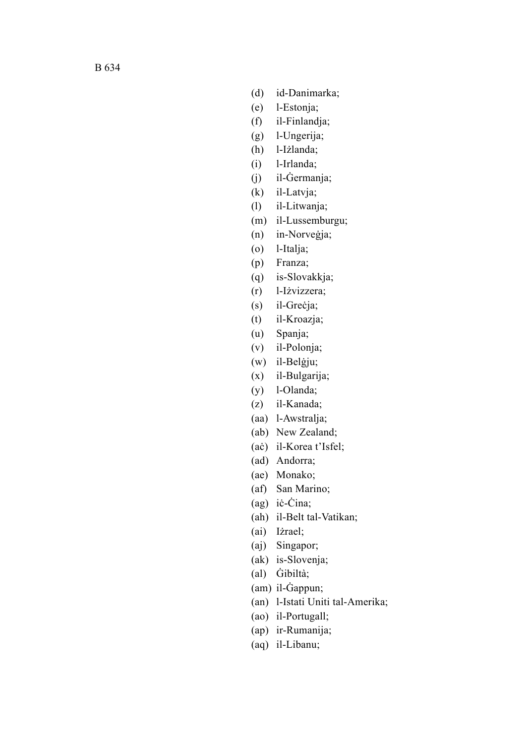(d) id-Danimarka;

(e) l-Estonja;

(f) il-Finlandja;

(g) l-Ungerija;

(h) l-Iżlanda;

(i) l-Irlanda;

(j) il-Ġermanja;

(k) il-Latvja;

(l) il-Litwanja;

(m) il-Lussemburgu;

(n) in-Norveġja;

(o) l-Italja;

(p) Franza;

(q) is-Slovakkja;

(r) l-Iżvizzera;

(s) il-Greċja;

(t) il-Kroazja;

(u) Spanja;

(v) il-Polonja;

(w) il-Belġju;

(x) il-Bulgarija;

(y) l-Olanda;

(z) il-Kanada;

(aa) l-Awstralja;

(ab) New Zealand;

(aċ) il-Korea t'Isfel;

(ad) Andorra;

(ae) Monako;

(af) San Marino;

(ag) iċ-Ċina;

(ah) il-Belt tal-Vatikan;

(ai) Iżrael;

(aj) Singapor;

(ak) is-Slovenja;

(al) Ġibiltà;

(am) il-Ġappun;

(an) l-Istati Uniti tal-Amerika;

(ao) il-Portugall;

(ap) ir-Rumanija;

(aq) il-Libanu;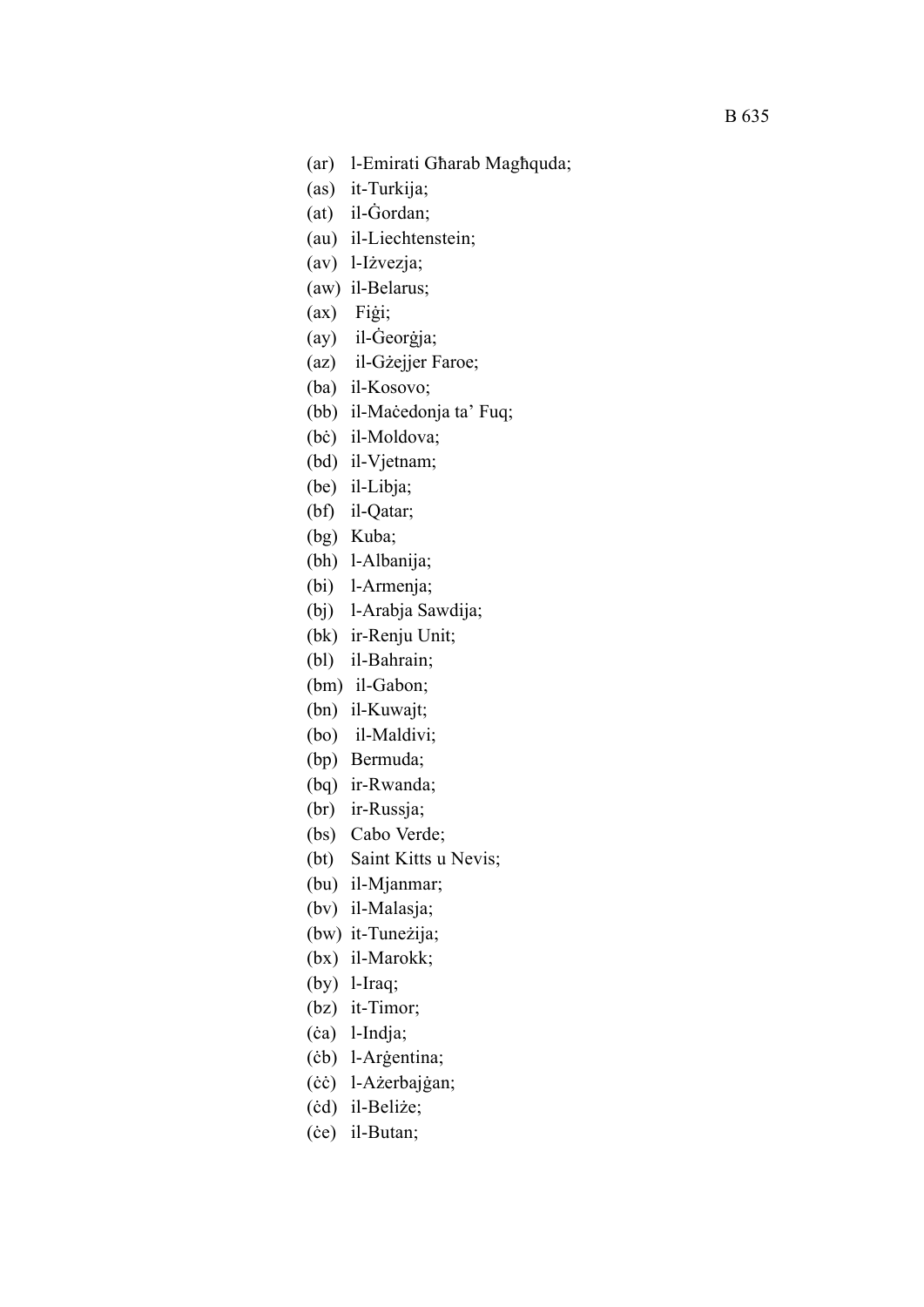(ar) l-Emirati Għarab Magħquda;
(as) it-Turkija;
(at) il-Ġordan;
(au) il-Liechtenstein;
(av) l-Iżvezja;
(aw) il-Belarus;
(ax) Fiġi;
(ay) il-Ġeorġja;
(az) il-Gżejjer Faroe;
(ba) il-Kosovo;
(bb) il-Maċedonja ta' Fuq;
(bċ) il-Moldova;
(bd) il-Vjetnam;
(be) il-Libja;
(bf) il-Qatar;
(bg) Kuba;
(bh) l-Albanija;
(bi) l-Armenja;
(bj) l-Arabja Sawdija;
(bk) ir-Renju Unit;
(bl) il-Bahrain;
(bm) il-Gabon;
(bn) il-Kuwajt;
(bo) il-Maldivi;
(bp) Bermuda;
(bq) ir-Rwanda;
(br) ir-Russja;
(bs) Cabo Verde;
(bt) Saint Kitts u Nevis;
(bu) il-Mjanmar;
(bv) il-Malasja;
(bw) it-Tuneżija;
(bx) il-Marokk;
(by) l-Iraq;
(bz) it-Timor;
(ċa) l-Indja;
(ċb) l-Arġentina;
(ċċ) l-Ażerbajġan;
(ċd) il-Beliże;
(ċe) il-Butan;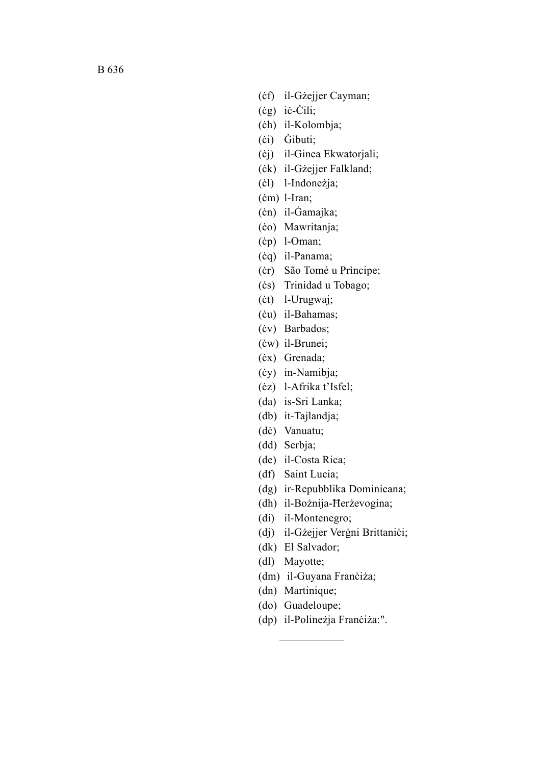(ċf) il-Gżejjer Cayman;

(ċg) iċ-Ċili;

(ċh) il-Kolombja;

(ċi) Ġibuti;

(ċj) il-Ginea Ekwatorjali;

(ċk) il-Gżejjer Falkland;

(ċl) l-Indoneżja;

(ċm) l-Iran;

(ċn) il-Ġamajka;

(ċo) Mawritanja;

(ċp) l-Oman;

(ċq) il-Panama;

(ċr) São Tomé u Prìncipe;

(ċs) Trinidad u Tobago;

(ċt) l-Urugwaj;

(ċu) il-Bahamas;

(ċv) Barbados;

(ċw) il-Brunei;

(ċx) Grenada;

(ċy) in-Namibja;

(ċz) l-Afrika t'Isfel;

(da) is-Sri Lanka;

(db) it-Tajlandja;

(dċ) Vanuatu;

(dd) Serbja;

(de) il-Costa Rica;

(df) Saint Lucia;

(dg) ir-Repubblika Dominicana;

(dh) il-Bożnija-Ħerżevogina;

(di) il-Montenegro;

(dj) il-Gżejjer Verġni Brittaniċi;

(dk) El Salvador;

(dl) Mayotte;

(dm) il-Guyana Franċiża;

(dn) Martinique;

(do) Guadeloupe;

(dp) il-Polineżja Franċiża:".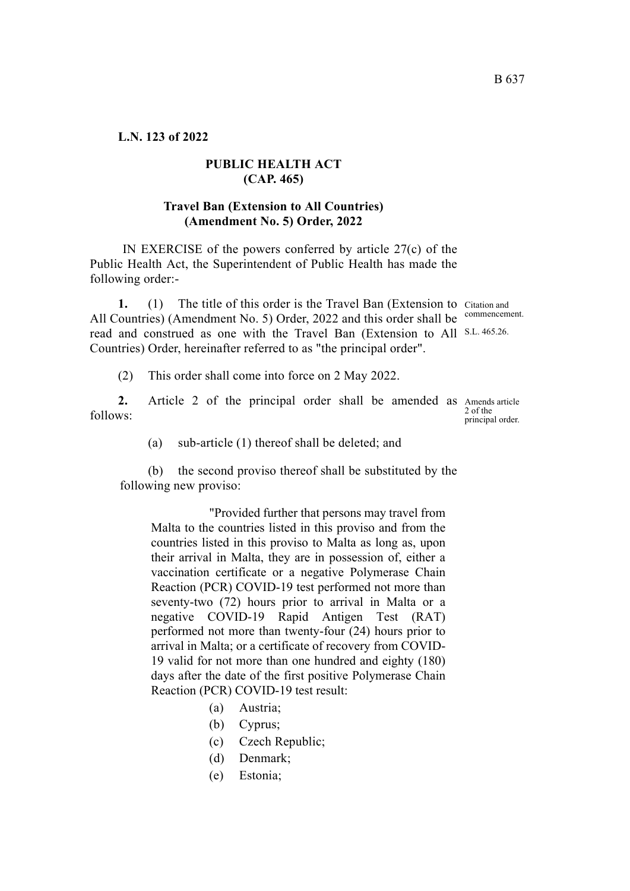**L.N. 123 of 2022**

**PUBLIC HEALTH ACT**
**(CAP. 465)**

**Travel Ban (Extension to All Countries)**
**(Amendment No. 5) Order, 2022**

IN EXERCISE of the powers conferred by article 27(c) of the Public Health Act, the Superintendent of Public Health has made the following order:-

Citation and commencement.
S.L. 465.26.

**1.** (1) The title of this order is the Travel Ban (Extension to All Countries) (Amendment No. 5) Order, 2022 and this order shall be read and construed as one with the Travel Ban (Extension to All Countries) Order, hereinafter referred to as "the principal order".

(2) This order shall come into force on 2 May 2022.

Amends article 2 of the principal order.

**2.** Article 2 of the principal order shall be amended as follows:

(a) sub-article (1) thereof shall be deleted; and

(b) the second proviso thereof shall be substituted by the following new proviso:

"Provided further that persons may travel from Malta to the countries listed in this proviso and from the countries listed in this proviso to Malta as long as, upon their arrival in Malta, they are in possession of, either a vaccination certificate or a negative Polymerase Chain Reaction (PCR) COVID-19 test performed not more than seventy-two (72) hours prior to arrival in Malta or a negative COVID-19 Rapid Antigen Test (RAT) performed not more than twenty-four (24) hours prior to arrival in Malta; or a certificate of recovery from COVID-19 valid for not more than one hundred and eighty (180) days after the date of the first positive Polymerase Chain Reaction (PCR) COVID-19 test result:

(a) Austria;
(b) Cyprus;
(c) Czech Republic;
(d) Denmark;
(e) Estonia;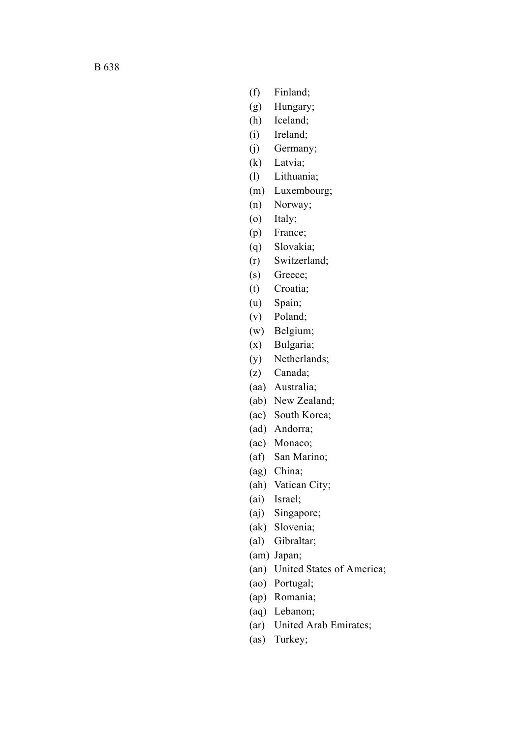(f) Finland;

(g) Hungary;

(h) Iceland;

(i) Ireland;

(j) Germany;

(k) Latvia;

(l) Lithuania;

(m) Luxembourg;

(n) Norway;

(o) Italy;

(p) France;

(q) Slovakia;

(r) Switzerland;

(s) Greece;

(t) Croatia;

(u) Spain;

(v) Poland;

(w) Belgium;

(x) Bulgaria;

(y) Netherlands;

(z) Canada;

(aa) Australia;

(ab) New Zealand;

(ac) South Korea;

(ad) Andorra;

(ae) Monaco;

(af) San Marino;

(ag) China;

(ah) Vatican City;

(ai) Israel;

(aj) Singapore;

(ak) Slovenia;

(al) Gibraltar;

(am) Japan;

(an) United States of America;

(ao) Portugal;

(ap) Romania;

(aq) Lebanon;

(ar) United Arab Emirates;

(as) Turkey;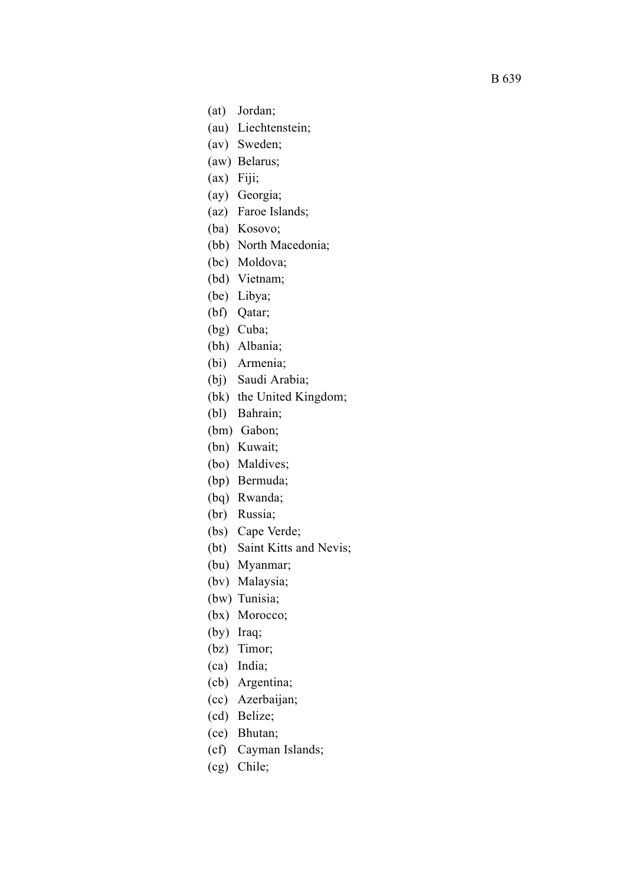(at) Jordan;
(au) Liechtenstein;
(av) Sweden;
(aw) Belarus;
(ax) Fiji;
(ay) Georgia;
(az) Faroe Islands;
(ba) Kosovo;
(bb) North Macedonia;
(bc) Moldova;
(bd) Vietnam;
(be) Libya;
(bf) Qatar;
(bg) Cuba;
(bh) Albania;
(bi) Armenia;
(bj) Saudi Arabia;
(bk) the United Kingdom;
(bl) Bahrain;
(bm) Gabon;
(bn) Kuwait;
(bo) Maldives;
(bp) Bermuda;
(bq) Rwanda;
(br) Russia;
(bs) Cape Verde;
(bt) Saint Kitts and Nevis;
(bu) Myanmar;
(bv) Malaysia;
(bw) Tunisia;
(bx) Morocco;
(by) Iraq;
(bz) Timor;
(ca) India;
(cb) Argentina;
(cc) Azerbaijan;
(cd) Belize;
(ce) Bhutan;
(cf) Cayman Islands;
(cg) Chile;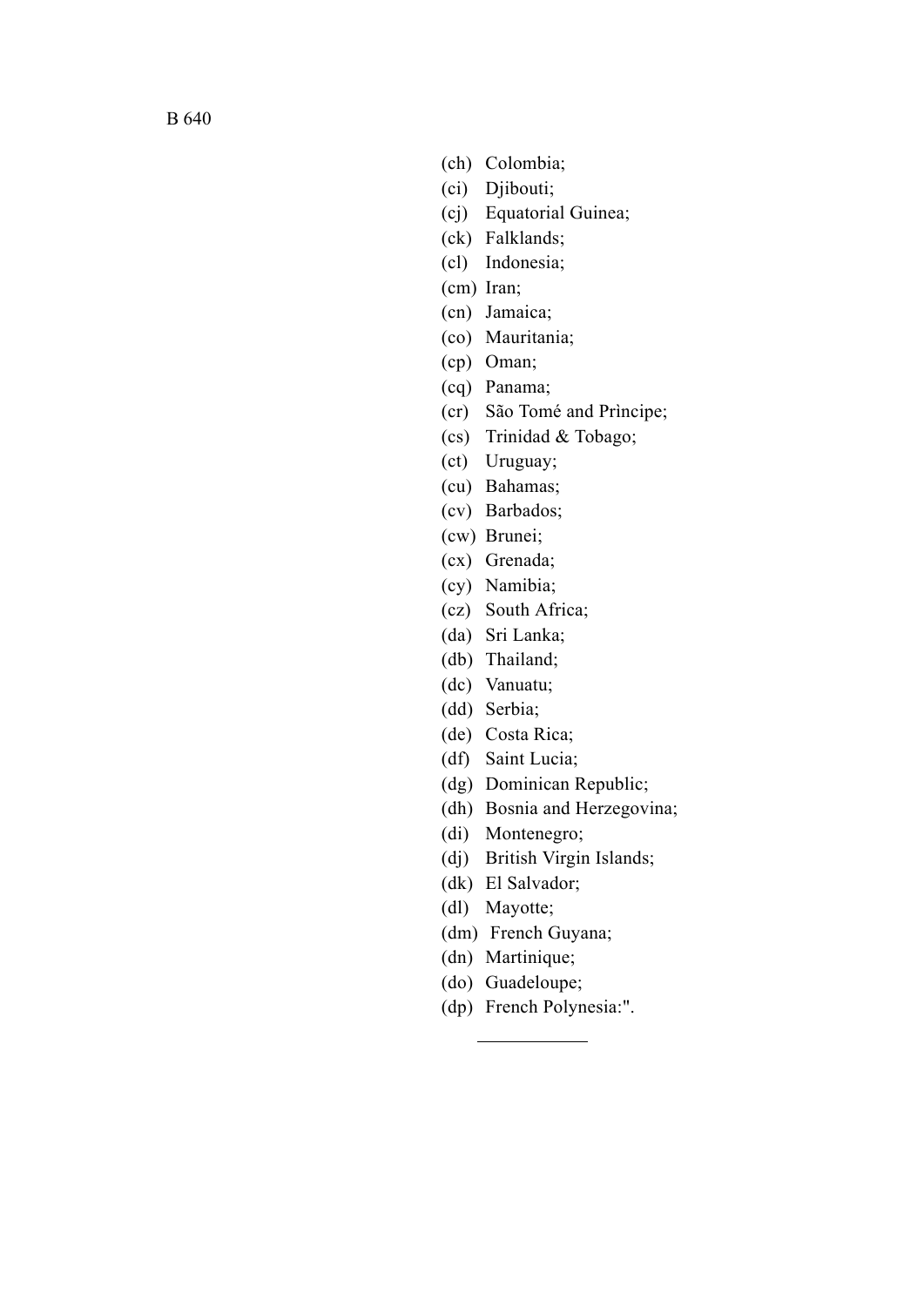(ch) Colombia;
(ci) Djibouti;
(cj) Equatorial Guinea;
(ck) Falklands;
(cl) Indonesia;
(cm) Iran;
(cn) Jamaica;
(co) Mauritania;
(cp) Oman;
(cq) Panama;
(cr) São Tomé and Prìncipe;
(cs) Trinidad & Tobago;
(ct) Uruguay;
(cu) Bahamas;
(cv) Barbados;
(cw) Brunei;
(cx) Grenada;
(cy) Namibia;
(cz) South Africa;
(da) Sri Lanka;
(db) Thailand;
(dc) Vanuatu;
(dd) Serbia;
(de) Costa Rica;
(df) Saint Lucia;
(dg) Dominican Republic;
(dh) Bosnia and Herzegovina;
(di) Montenegro;
(dj) British Virgin Islands;
(dk) El Salvador;
(dl) Mayotte;
(dm) French Guyana;
(dn) Martinique;
(do) Guadeloupe;
(dp) French Polynesia:".

---